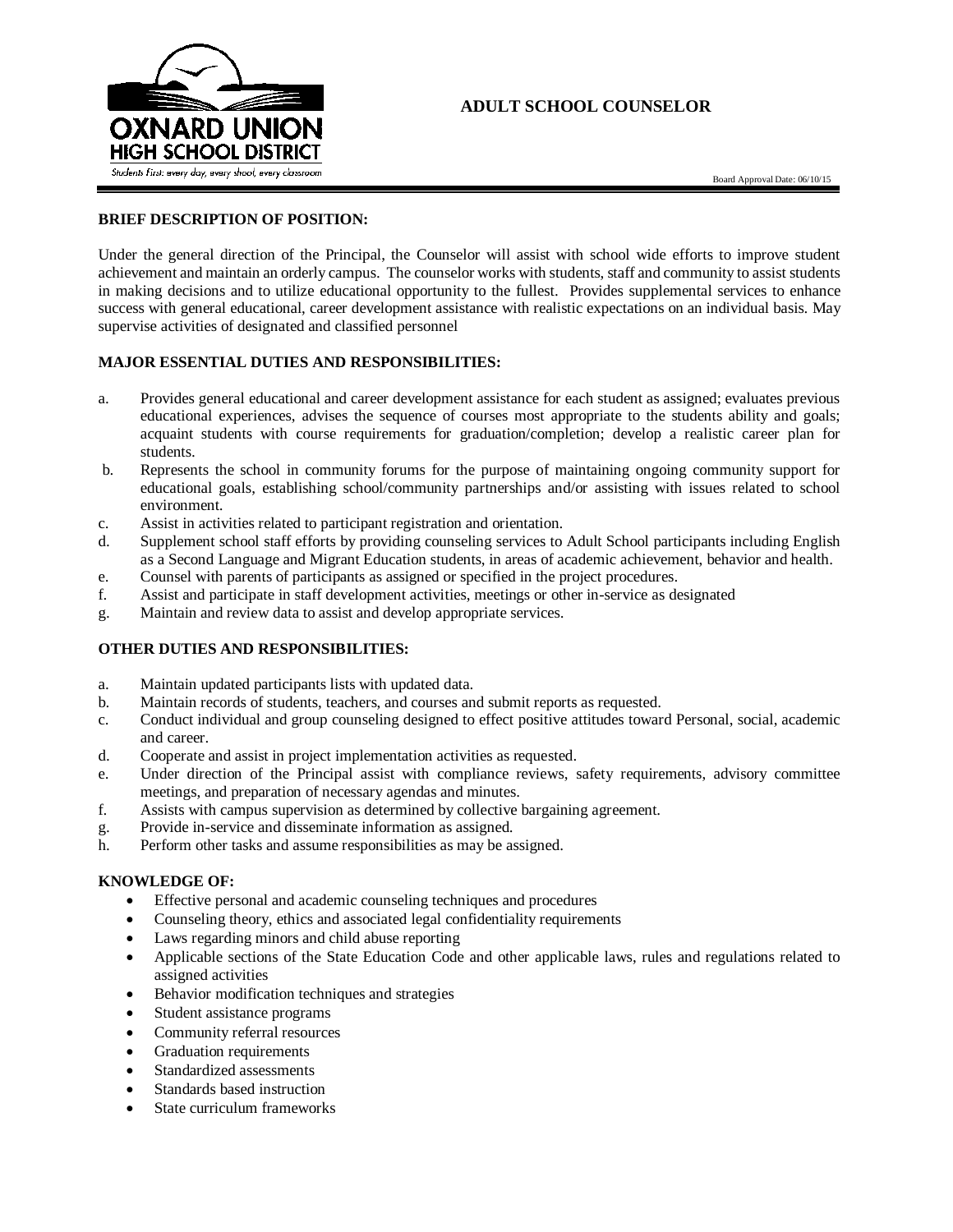OXNARD UNION HIGH SCHOOL DISTRICT

*Students First: every day, every shool, every classroom*

# ADULT SCHOOL COUNSELOR

Board Approval Date: 06/10/15

**BRIEF DESCRIPTION OF POSITION:**

Under the general direction of the Principal, the Counselor will assist with school wide efforts to improve student achievement and maintain an orderly campus. The counselor works with students, staff and community to assist students in making decisions and to utilize educational opportunity to the fullest. Provides supplemental services to enhance success with general educational, career development assistance with realistic expectations on an individual basis. May supervise activities of designated and classified personnel

**MAJOR ESSENTIAL DUTIES AND RESPONSIBILITIES:**

a. Provides general educational and career development assistance for each student as assigned; evaluates previous educational experiences, advises the sequence of courses most appropriate to the students ability and goals; acquaint students with course requirements for graduation/completion; develop a realistic career plan for students.
b. Represents the school in community forums for the purpose of maintaining ongoing community support for educational goals, establishing school/community partnerships and/or assisting with issues related to school environment.
c. Assist in activities related to participant registration and orientation.
d. Supplement school staff efforts by providing counseling services to Adult School participants including English as a Second Language and Migrant Education students, in areas of academic achievement, behavior and health.
e. Counsel with parents of participants as assigned or specified in the project procedures.
f. Assist and participate in staff development activities, meetings or other in-service as designated
g. Maintain and review data to assist and develop appropriate services.

**OTHER DUTIES AND RESPONSIBILITIES:**

a. Maintain updated participants lists with updated data.
b. Maintain records of students, teachers, and courses and submit reports as requested.
c. Conduct individual and group counseling designed to effect positive attitudes toward Personal, social, academic and career.
d. Cooperate and assist in project implementation activities as requested.
e. Under direction of the Principal assist with compliance reviews, safety requirements, advisory committee meetings, and preparation of necessary agendas and minutes.
f. Assists with campus supervision as determined by collective bargaining agreement.
g. Provide in-service and disseminate information as assigned.
h. Perform other tasks and assume responsibilities as may be assigned.

**KNOWLEDGE OF:**

- Effective personal and academic counseling techniques and procedures
- Counseling theory, ethics and associated legal confidentiality requirements
- Laws regarding minors and child abuse reporting
- Applicable sections of the State Education Code and other applicable laws, rules and regulations related to assigned activities
- Behavior modification techniques and strategies
- Student assistance programs
- Community referral resources
- Graduation requirements
- Standardized assessments
- Standards based instruction
- State curriculum frameworks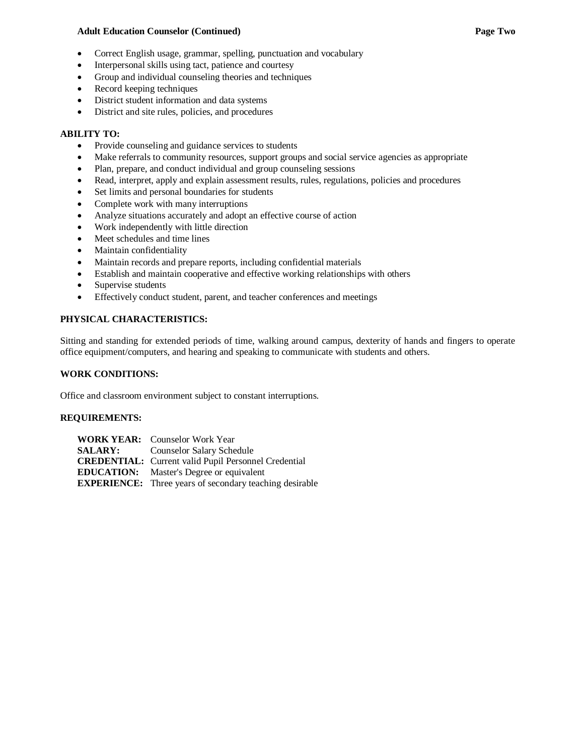- Correct English usage, grammar, spelling, punctuation and vocabulary
- Interpersonal skills using tact, patience and courtesy
- Group and individual counseling theories and techniques
- Record keeping techniques
- District student information and data systems
- District and site rules, policies, and procedures

**ABILITY TO:**

- Provide counseling and guidance services to students
- Make referrals to community resources, support groups and social service agencies as appropriate
- Plan, prepare, and conduct individual and group counseling sessions
- Read, interpret, apply and explain assessment results, rules, regulations, policies and procedures
- Set limits and personal boundaries for students
- Complete work with many interruptions
- Analyze situations accurately and adopt an effective course of action
- Work independently with little direction
- Meet schedules and time lines
- Maintain confidentiality
- Maintain records and prepare reports, including confidential materials
- Establish and maintain cooperative and effective working relationships with others
- Supervise students
- Effectively conduct student, parent, and teacher conferences and meetings

**PHYSICAL CHARACTERISTICS:**

Sitting and standing for extended periods of time, walking around campus, dexterity of hands and fingers to operate office equipment/computers, and hearing and speaking to communicate with students and others.

**WORK CONDITIONS:**

Office and classroom environment subject to constant interruptions.

**REQUIREMENTS:**

**WORK YEAR:** Counselor Work Year
**SALARY:** Counselor Salary Schedule
**CREDENTIAL:** Current valid Pupil Personnel Credential
**EDUCATION:** Master's Degree or equivalent
**EXPERIENCE:** Three years of secondary teaching desirable